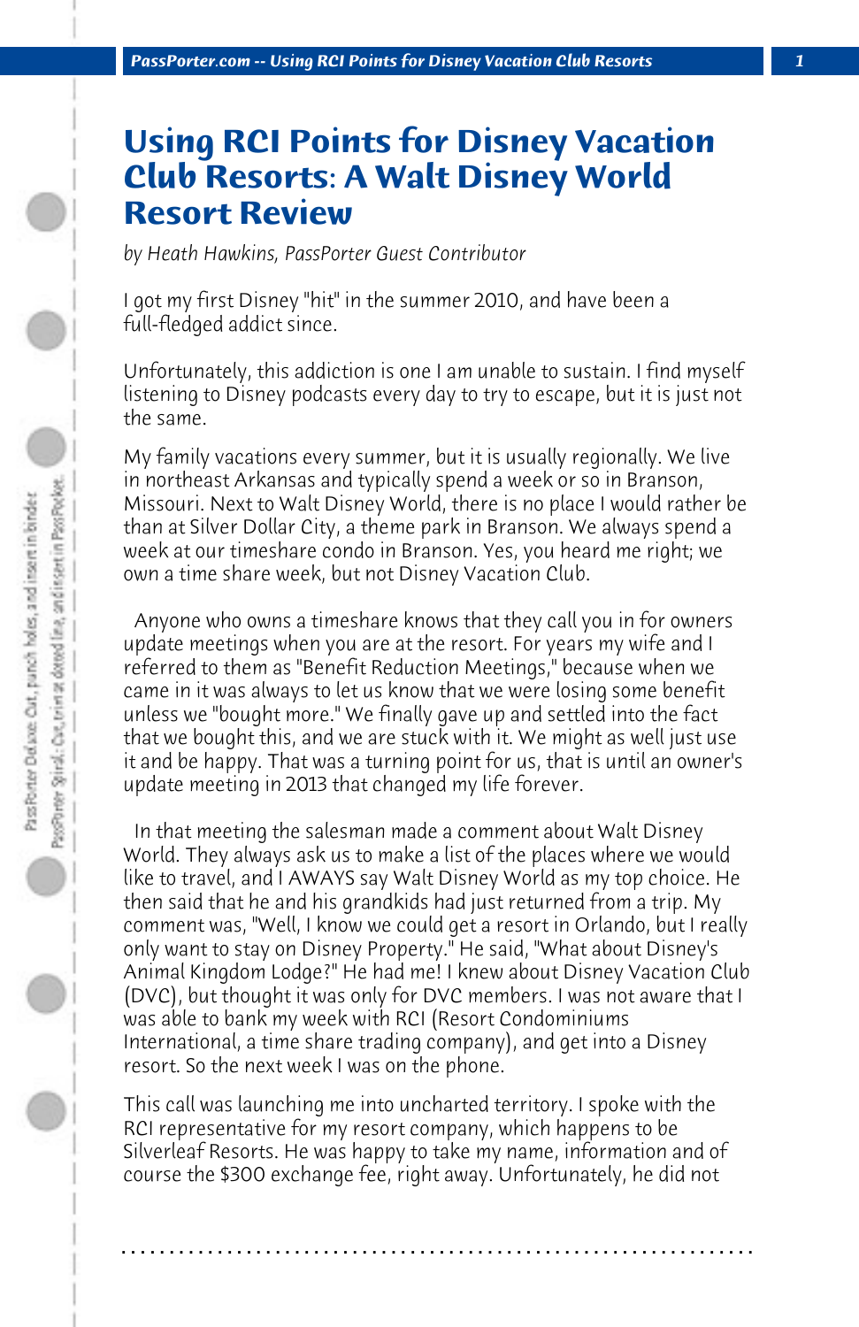# Using RCI Points for Disney Vacation Club Resorts: A Walt Disney World Resort Review

*by Heath Hawkins, PassPorter Guest Contributor*

I got my first Disney "hit" in the summer 2010, and have been a full-fledged addict since.

Unfortunately, this addiction is one I am unable to sustain. I find myself listening to Disney podcasts every day to try to escape, but it is just not the same.

My family vacations every summer, but it is usually regionally. We live in northeast Arkansas and typically spend a week or so in Branson, Missouri. Next to Walt Disney World, there is no place I would rather be than at Silver Dollar City, a theme park in Branson. We always spend a week at our timeshare condo in Branson. Yes, you heard me right; we own a time share week, but not Disney Vacation Club.

Anyone who owns a timeshare knows that they call you in for owners update meetings when you are at the resort. For years my wife and I referred to them as "Benefit Reduction Meetings," because when we came in it was always to let us know that we were losing some benefit unless we "bought more." We finally gave up and settled into the fact that we bought this, and we are stuck with it. We might as well just use it and be happy. That was a turning point for us, that is until an owner's update meeting in 2013 that changed my life forever.

In that meeting the salesman made a comment about Walt Disney World. They always ask us to make a list of the places where we would like to travel, and I AWAYS say Walt Disney World as my top choice. He then said that he and his grandkids had just returned from a trip. My comment was, "Well, I know we could get a resort in Orlando, but I really only want to stay on Disney Property." He said, "What about Disney's Animal Kingdom Lodge?" He had me! I knew about Disney Vacation Club (DVC), but thought it was only for DVC members. I was not aware that I was able to bank my week with RCI (Resort Condominiums International, a time share trading company), and get into a Disney resort. So the next week I was on the phone.

This call was launching me into uncharted territory. I spoke with the RCI representative for my resort company, which happens to be Silverleaf Resorts. He was happy to take my name, information and of course the $300 exchange fee, right away. Unfortunately, he did not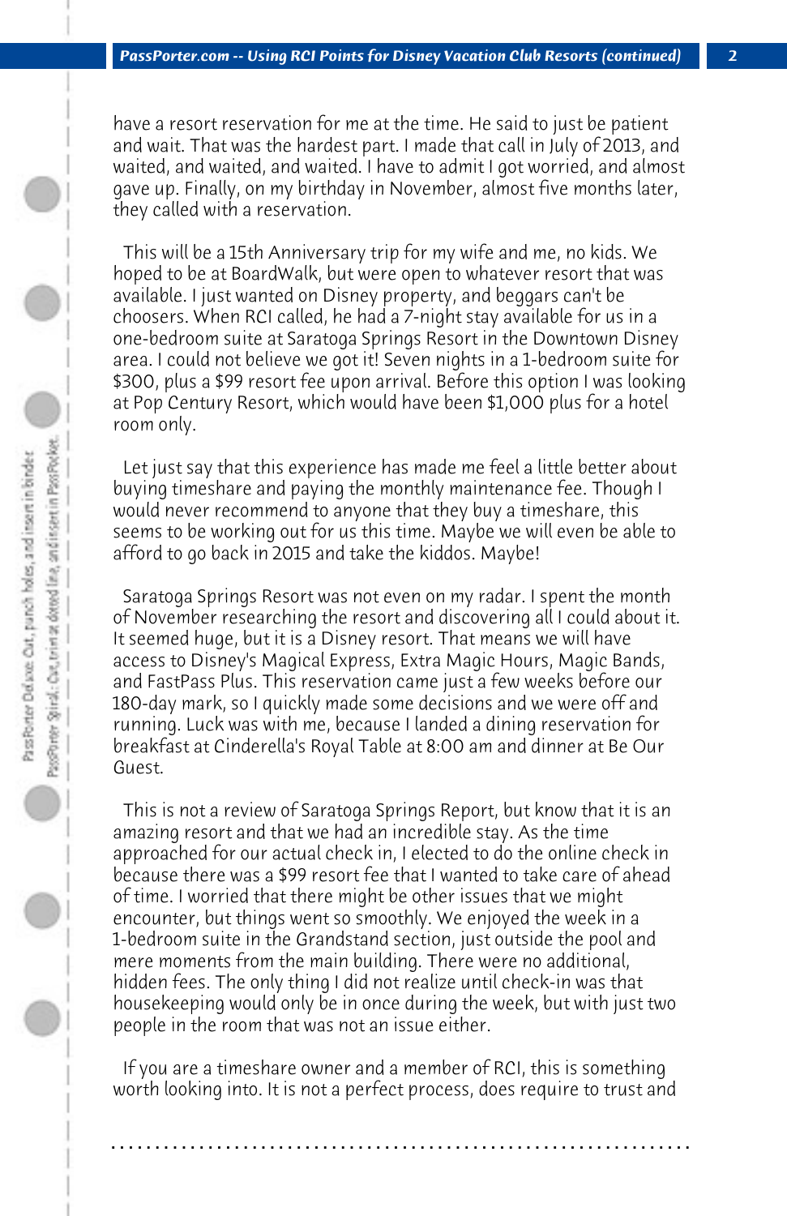have a resort reservation for me at the time. He said to just be patient and wait. That was the hardest part. I made that call in July of 2013, and waited, and waited, and waited. I have to admit I got worried, and almost gave up. Finally, on my birthday in November, almost five months later, they called with a reservation.

This will be a 15th Anniversary trip for my wife and me, no kids. We hoped to be at BoardWalk, but were open to whatever resort that was available. I just wanted on Disney property, and beggars can't be choosers. When RCI called, he had a 7-night stay available for us in a one-bedroom suite at Saratoga Springs Resort in the Downtown Disney area. I could not believe we got it! Seven nights in a 1-bedroom suite for $300, plus a $99 resort fee upon arrival. Before this option I was looking at Pop Century Resort, which would have been $1,000 plus for a hotel room only.

Let just say that this experience has made me feel a little better about buying timeshare and paying the monthly maintenance fee. Though I would never recommend to anyone that they buy a timeshare, this seems to be working out for us this time. Maybe we will even be able to afford to go back in 2015 and take the kiddos. Maybe!

Saratoga Springs Resort was not even on my radar. I spent the month of November researching the resort and discovering all I could about it. It seemed huge, but it is a Disney resort. That means we will have access to Disney's Magical Express, Extra Magic Hours, Magic Bands, and FastPass Plus. This reservation came just a few weeks before our 180-day mark, so I quickly made some decisions and we were off and running. Luck was with me, because I landed a dining reservation for breakfast at Cinderella's Royal Table at 8:00 am and dinner at Be Our Guest.

This is not a review of Saratoga Springs Report, but know that it is an amazing resort and that we had an incredible stay. As the time approached for our actual check in, I elected to do the online check in because there was a $99 resort fee that I wanted to take care of ahead of time. I worried that there might be other issues that we might encounter, but things went so smoothly. We enjoyed the week in a 1-bedroom suite in the Grandstand section, just outside the pool and mere moments from the main building. There were no additional, hidden fees. The only thing I did not realize until check-in was that housekeeping would only be in once during the week, but with just two people in the room that was not an issue either.

If you are a timeshare owner and a member of RCI, this is something worth looking into. It is not a perfect process, does require to trust and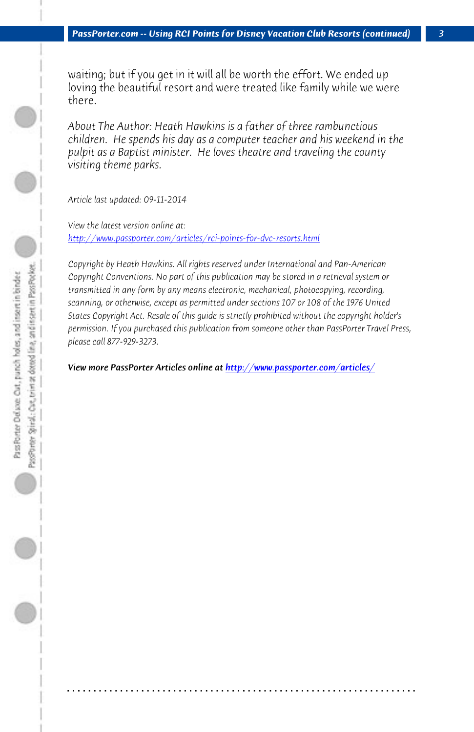waiting; but if you get in it will all be worth the effort. We ended up loving the beautiful resort and were treated like family while we were there.

*About The Author: Heath Hawkins is a father of three rambunctious children. He spends his day as a computer teacher and his weekend in the pulpit as a Baptist minister. He loves theatre and traveling the county visiting theme parks.*

*Article last updated: 09-11-2014*

*View the latest version online at:*
*http://www.passporter.com/articles/rci-points-for-dvc-resorts.html*

*Copyright by Heath Hawkins. All rights reserved under International and Pan-American Copyright Conventions. No part of this publication may be stored in a retrieval system or transmitted in any form by any means electronic, mechanical, photocopying, recording, scanning, or otherwise, except as permitted under sections 107 or 108 of the 1976 United States Copyright Act. Resale of this guide is strictly prohibited without the copyright holder's permission. If you purchased this publication from someone other than PassPorter Travel Press, please call 877-929-3273.*

***View more PassPorter Articles online at http://www.passporter.com/articles/***